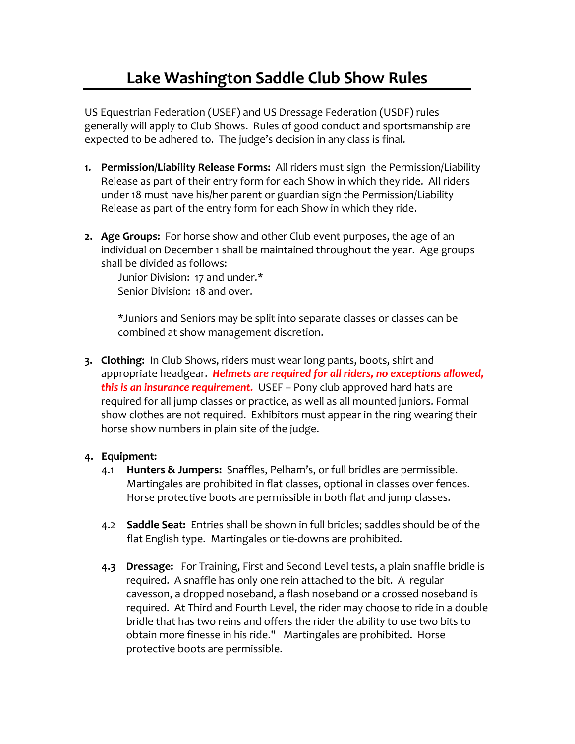# Lake Washington Saddle Club Show Rules

US Equestrian Federation (USEF) and US Dressage Federation (USDF) rules generally will apply to Club Shows. Rules of good conduct and sportsmanship are expected to be adhered to. The judge's decision in any class is final.

1. **Permission/Liability Release Forms:** All riders must sign the Permission/Liability Release as part of their entry form for each Show in which they ride. All riders under 18 must have his/her parent or guardian sign the Permission/Liability Release as part of the entry form for each Show in which they ride.

2. **Age Groups:** For horse show and other Club event purposes, the age of an individual on December 1 shall be maintained throughout the year. Age groups shall be divided as follows:

   Junior Division: 17 and under.*
   Senior Division: 18 and over.

   *Juniors and Seniors may be split into separate classes or classes can be combined at show management discretion.

3. **Clothing:** In Club Shows, riders must wear long pants, boots, shirt and appropriate headgear. ***Helmets are required for all riders, no exceptions allowed, this is an insurance requirement.*** USEF – Pony club approved hard hats are required for all jump classes or practice, as well as all mounted juniors. Formal show clothes are not required. Exhibitors must appear in the ring wearing their horse show numbers in plain site of the judge.

4. **Equipment:**

   4.1 **Hunters & Jumpers:** Snaffles, Pelham's, or full bridles are permissible. Martingales are prohibited in flat classes, optional in classes over fences. Horse protective boots are permissible in both flat and jump classes.

   4.2 **Saddle Seat:** Entries shall be shown in full bridles; saddles should be of the flat English type. Martingales or tie-downs are prohibited.

   **4.3** **Dressage:** For Training, First and Second Level tests, a plain snaffle bridle is required. A snaffle has only one rein attached to the bit. A regular cavesson, a dropped noseband, a flash noseband or a crossed noseband is required. At Third and Fourth Level, the rider may choose to ride in a double bridle that has two reins and offers the rider the ability to use two bits to obtain more finesse in his ride." Martingales are prohibited. Horse protective boots are permissible.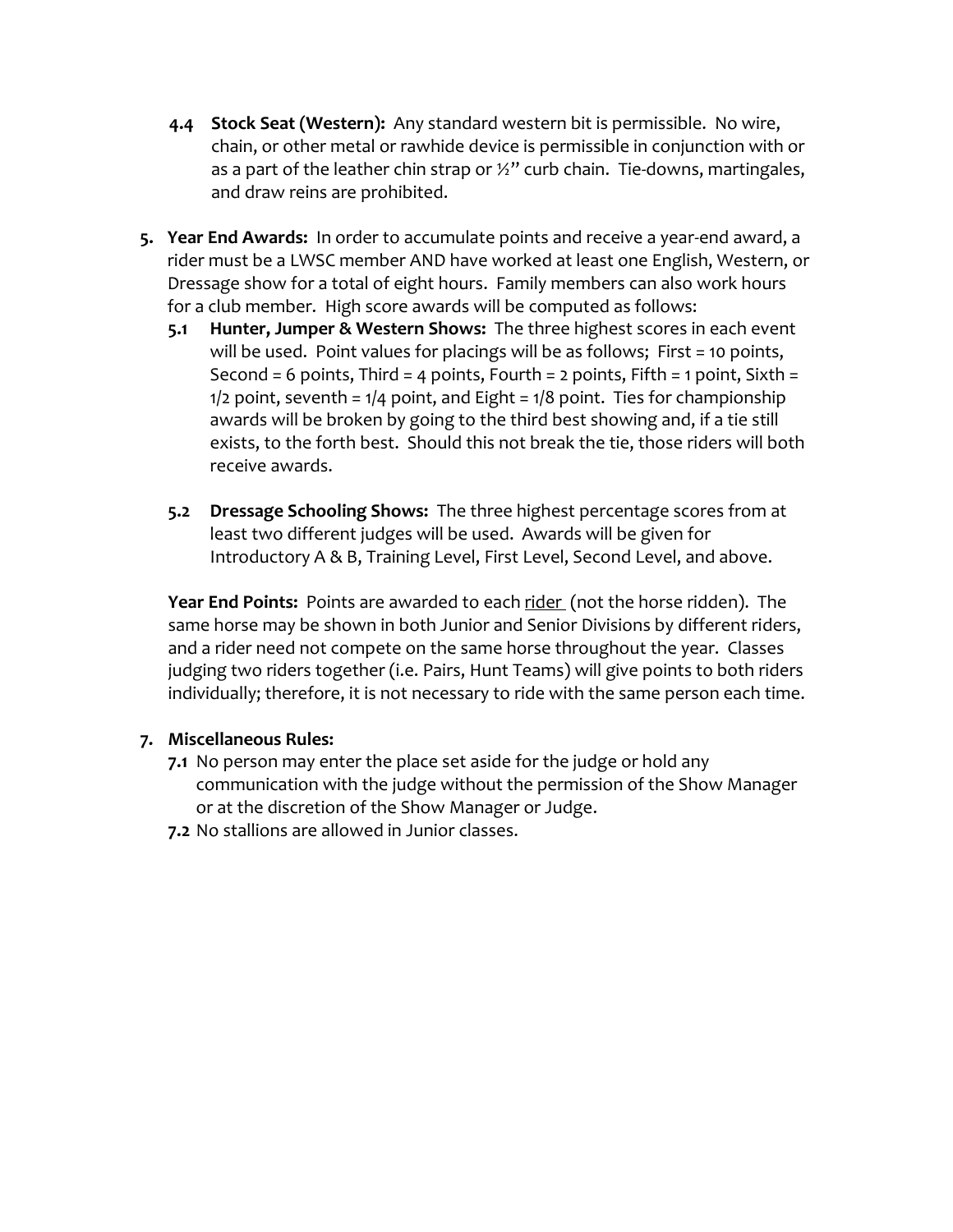4.4 **Stock Seat (Western):** Any standard western bit is permissible. No wire, chain, or other metal or rawhide device is permissible in conjunction with or as a part of the leather chin strap or ½" curb chain. Tie-downs, martingales, and draw reins are prohibited.

5. **Year End Awards:** In order to accumulate points and receive a year-end award, a rider must be a LWSC member AND have worked at least one English, Western, or Dressage show for a total of eight hours. Family members can also work hours for a club member. High score awards will be computed as follows:
   - **5.1 Hunter, Jumper & Western Shows:** The three highest scores in each event will be used. Point values for placings will be as follows; First = 10 points, Second = 6 points, Third = 4 points, Fourth = 2 points, Fifth = 1 point, Sixth = 1/2 point, seventh = 1/4 point, and Eight = 1/8 point. Ties for championship awards will be broken by going to the third best showing and, if a tie still exists, to the forth best. Should this not break the tie, those riders will both receive awards.
   - **5.2 Dressage Schooling Shows:** The three highest percentage scores from at least two different judges will be used. Awards will be given for Introductory A & B, Training Level, First Level, Second Level, and above.

**Year End Points:** Points are awarded to each <u>rider</u> (not the horse ridden). The same horse may be shown in both Junior and Senior Divisions by different riders, and a rider need not compete on the same horse throughout the year. Classes judging two riders together (i.e. Pairs, Hunt Teams) will give points to both riders individually; therefore, it is not necessary to ride with the same person each time.

7. **Miscellaneous Rules:**
   - **7.1** No person may enter the place set aside for the judge or hold any communication with the judge without the permission of the Show Manager or at the discretion of the Show Manager or Judge.
   - **7.2** No stallions are allowed in Junior classes.